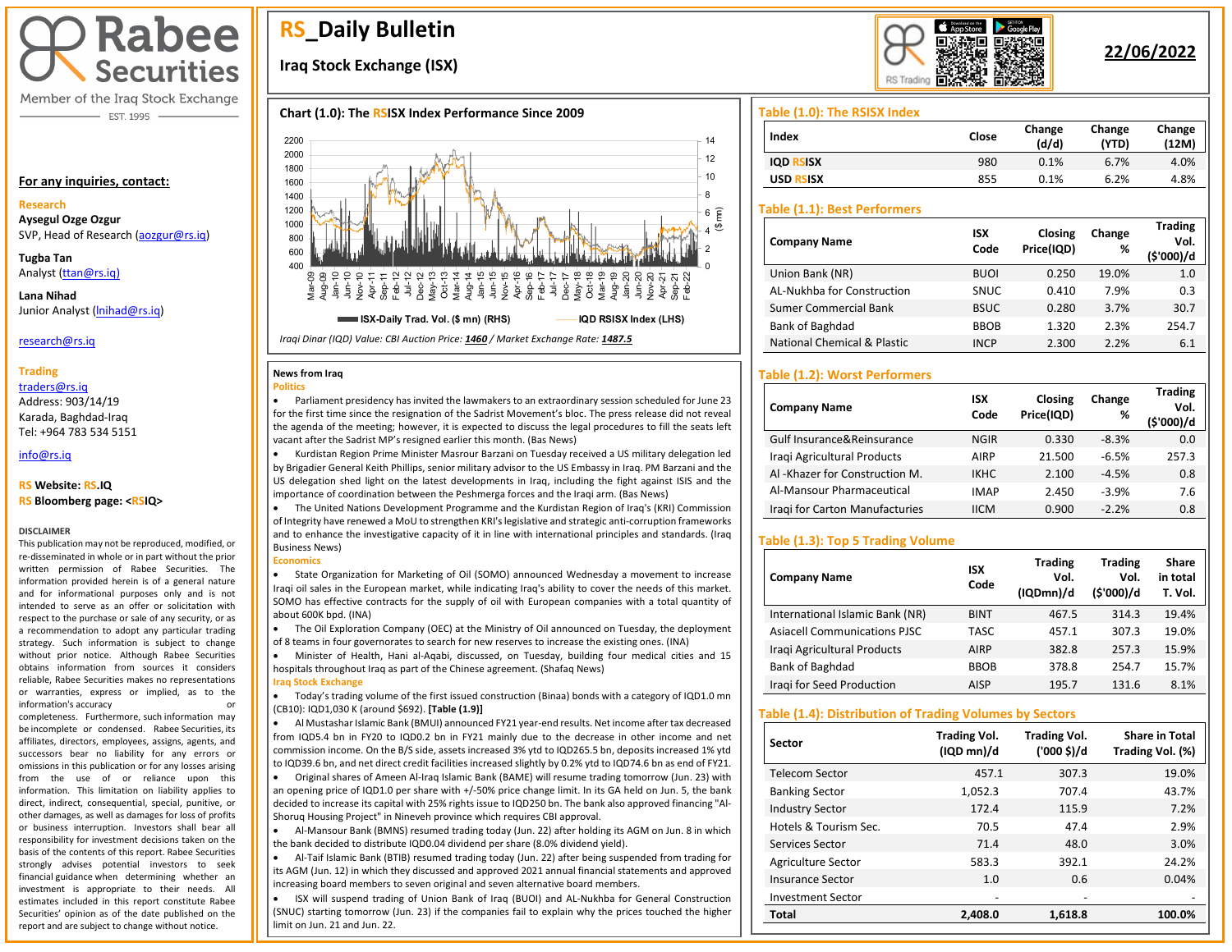# RS_Daily Bulletin

## Iraq Stock Exchange (ISX)

**22/06/2022**

**Rabee Securities**
Member of the Iraq Stock Exchange
EST. 1995

**For any inquiries, contact:**

**Research**
**Aysegul Ozge Ozgur**
SVP, Head of Research (aozgur@rs.iq)

**Tugba Tan**
Analyst (ttan@rs.iq)

**Lana Nihad**
Junior Analyst (lnihad@rs.iq)

research@rs.iq

**Trading**
traders@rs.iq
Address: 903/14/19
Karada, Baghdad-Iraq
Tel: +964 783 534 5151

info@rs.iq

**RS Website: RS.IQ**
**RS Bloomberg page: <RSIQ>**

**DISCLAIMER**
This publication may not be reproduced, modified, or re-disseminated in whole or in part without the prior written permission of Rabee Securities. The information provided herein is of a general nature and for informational purposes only and is not intended to serve as an offer or solicitation with respect to the purchase or sale of any security, or as a recommendation to adopt any particular trading strategy. Such information is subject to change without prior notice. Although Rabee Securities obtains information from sources it considers reliable, Rabee Securities makes no representations or warranties, express or implied, as to the information's accuracy or completeness. Furthermore, such information may be incomplete or condensed. Rabee Securities, its affiliates, directors, employees, assigns, agents, and successors bear no liability for any errors or omissions in this publication or for any losses arising from the use of or reliance upon this information. This limitation on liability applies to direct, indirect, consequential, special, punitive, or other damages, as well as damages for loss of profits or business interruption. Investors shall bear all responsibility for investment decisions taken on the basis of the contents of this report. Rabee Securities strongly advises potential investors to seek financial guidance when determining whether an investment is appropriate to their needs. All estimates included in this report constitute Rabee Securities' opinion as of the date published on the report and are subject to change without notice.

### Chart (1.0): The RSISX Index Performance Since 2009

ISX-Daily Trad. Vol. ($ mn) (RHS) / IQD RSISX Index (LHS)

*Iraqi Dinar (IQD) Value: CBI Auction Price: 1460 / Market Exchange Rate: 1487.5*

### News from Iraq

**Politics**

- Parliament presidency has invited the lawmakers to an extraordinary session scheduled for June 23 for the first time since the resignation of the Sadrist Movement's bloc. The press release did not reveal the agenda of the meeting; however, it is expected to discuss the legal procedures to fill the seats left vacant after the Sadrist MP's resigned earlier this month. (Bas News)
- Kurdistan Region Prime Minister Masrour Barzani on Tuesday received a US military delegation led by Brigadier General Keith Phillips, senior military advisor to the US Embassy in Iraq. PM Barzani and the US delegation shed light on the latest developments in Iraq, including the fight against ISIS and the importance of coordination between the Peshmerga forces and the Iraqi arm. (Bas News)
- The United Nations Development Programme and the Kurdistan Region of Iraq's (KRI) Commission of Integrity have renewed a MoU to strengthen KRI's legislative and strategic anti-corruption frameworks and to enhance the investigative capacity of it in line with international principles and standards. (Iraq Business News)

**Economics**

- State Organization for Marketing of Oil (SOMO) announced Wednesday a movement to increase Iraqi oil sales in the European market, while indicating Iraq's ability to cover the needs of this market. SOMO has effective contracts for the supply of oil with European companies with a total quantity of about 600K bpd. (INA)
- The Oil Exploration Company (OEC) at the Ministry of Oil announced on Tuesday, the deployment of 8 teams in four governorates to search for new reserves to increase the existing ones. (INA)
- Minister of Health, Hani al-Aqabi, discussed, on Tuesday, building four medical cities and 15 hospitals throughout Iraq as part of the Chinese agreement. (Shafaq News)

**Iraq Stock Exchange**

- Today's trading volume of the first issued construction (Binaa) bonds with a category of IQD1.0 mn (CB10): IQD1,030 K (around $692). **[Table (1.9)]**
- Al Mustashar Islamic Bank (BMUI) announced FY21 year-end results. Net income after tax decreased from IQD5.4 bn in FY20 to IQD0.2 bn in FY21 mainly due to the decrease in other income and net commission income. On the B/S side, assets increased 3% ytd to IQD265.5 bn, deposits increased 1% ytd to IQD39.6 bn, and net direct credit facilities increased slightly by 0.2% ytd to IQD74.6 bn as end of FY21.
- Original shares of Ameen Al-Iraq Islamic Bank (BAME) will resume trading tomorrow (Jun. 23) with an opening price of IQD1.0 per share with +/-50% price change limit. In its GA held on Jun. 5, the bank decided to increase its capital with 25% rights issue to IQD250 bn. The bank also approved financing "Al-Shoruq Housing Project" in Nineveh province which requires CBI approval.
- Al-Mansour Bank (BMNS) resumed trading today (Jun. 22) after holding its AGM on Jun. 8 in which the bank decided to distribute IQD0.04 dividend per share (8.0% dividend yield).
- Al-Taif Islamic Bank (BTIB) resumed trading today (Jun. 22) after being suspended from trading for its AGM (Jun. 12) in which they discussed and approved 2021 annual financial statements and approved increasing board members to seven original and seven alternative board members.
- ISX will suspend trading of Union Bank of Iraq (BUOI) and Al-Nukhba for General Construction (SNUC) starting tomorrow (Jun. 23) if the companies fail to explain why the prices touched the higher limit on Jun. 21 and Jun. 22.

### Table (1.0): The RSISX Index

| Index | Close | Change (d/d) | Change (YTD) | Change (12M) |
|---|---|---|---|---|
| IQD RSISX | 980 | 0.1% | 6.7% | 4.0% |
| USD RSISX | 855 | 0.1% | 6.2% | 4.8% |

### Table (1.1): Best Performers

| Company Name | ISX Code | Closing Price(IQD) | Change % | Trading Vol. ($'000)/d |
|---|---|---|---|---|
| Union Bank (NR) | BUOI | 0.250 | 19.0% | 1.0 |
| AL-Nukhba for Construction | SNUC | 0.410 | 7.9% | 0.3 |
| Sumer Commercial Bank | BSUC | 0.280 | 3.7% | 30.7 |
| Bank of Baghdad | BBOB | 1.320 | 2.3% | 254.7 |
| National Chemical & Plastic | INCP | 2.300 | 2.2% | 6.1 |

### Table (1.2): Worst Performers

| Company Name | ISX Code | Closing Price(IQD) | Change % | Trading Vol. ($'000)/d |
|---|---|---|---|---|
| Gulf Insurance&Reinsurance | NGIR | 0.330 | -8.3% | 0.0 |
| Iraqi Agricultural Products | AIRP | 21.500 | -6.5% | 257.3 |
| Al -Khazer for Construction M. | IKHC | 2.100 | -4.5% | 0.8 |
| Al-Mansour Pharmaceutical | IMAP | 2.450 | -3.9% | 7.6 |
| Iraqi for Carton Manufactures | IICM | 0.900 | -2.2% | 0.8 |

### Table (1.3): Top 5 Trading Volume

| Company Name | ISX Code | Trading Vol. (IQDmn)/d | Trading Vol. ($'000)/d | Share in total T. Vol. |
|---|---|---|---|---|
| International Islamic Bank (NR) | BINT | 467.5 | 314.3 | 19.4% |
| Asiacell Communications PJSC | TASC | 457.1 | 307.3 | 19.0% |
| Iraqi Agricultural Products | AIRP | 382.8 | 257.3 | 15.9% |
| Bank of Baghdad | BBOB | 378.8 | 254.7 | 15.7% |
| Iraqi for Seed Production | AISP | 195.7 | 131.6 | 8.1% |

### Table (1.4): Distribution of Trading Volumes by Sectors

| Sector | Trading Vol. (IQD mn)/d | Trading Vol. ('000 $)/d | Share in Total Trading Vol. (%) |
|---|---|---|---|
| Telecom Sector | 457.1 | 307.3 | 19.0% |
| Banking Sector | 1,052.3 | 707.4 | 43.7% |
| Industry Sector | 172.4 | 115.9 | 7.2% |
| Hotels & Tourism Sec. | 70.5 | 47.4 | 2.9% |
| Services Sector | 71.4 | 48.0 | 3.0% |
| Agriculture Sector | 583.3 | 392.1 | 24.2% |
| Insurance Sector | 1.0 | 0.6 | 0.04% |
| Investment Sector | - | - | - |
| **Total** | **2,408.0** | **1,618.8** | **100.0%** |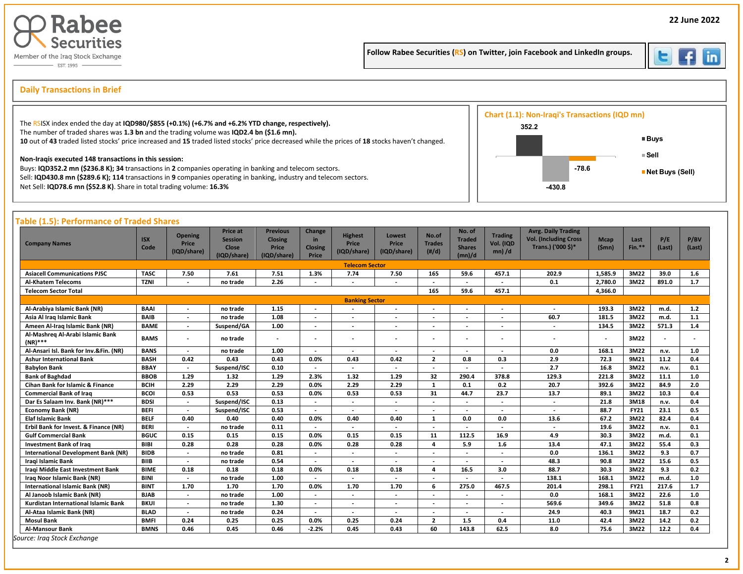22 June 2022

Follow Rabee Securities (RS) on Twitter, join Facebook and LinkedIn groups.

## Daily Transactions in Brief

The RSISX index ended the day at **IQD980/$855 (+0.1%) (+6.7% and +6.2% YTD change, respectively).**
The number of traded shares was **1.3 bn** and the trading volume was **IQD2.4 bn ($1.6 mn).**
**10** out of **43** traded listed stocks' price increased and **15** traded listed stocks' price decreased while the prices of **18** stocks haven't changed.

**Non-Iraqis executed 148 transactions in this session:**
Buys: **IQD352.2 mn ($236.8 K); 34** transactions in **2** companies operating in banking and telecom sectors.
Sell: **IQD430.8 mn ($289.6 K); 114** transactions in **9** companies operating in banking, industry and telecom sectors.
Net Sell: **IQD78.6 mn ($52.8 K)**. Share in total trading volume: **16.3%**

### Chart (1.1): Non-Iraqi's Transactions (IQD mn)

| | Value |
|---|---|
| Buys | 352.2 |
| Sell | -430.8 |
| Net Buys (Sell) | -78.6 |

### Table (1.5): Performance of Traded Shares

| Company Names | ISX Code | Opening Price (IQD/share) | Price at Session Close (IQD/share) | Previous Closing Price (IQD/share) | Change in Closing Price | Highest Price (IQD/share) | Lowest Price (IQD/share) | No.of Trades (#/d) | No. of Traded Shares (mn)/d | Trading Vol. (IQD mn) /d | Avrg. Daily Trading Vol. (Including Cross Trans.) ('000 $)* | Mcap ($mn) | Last Fin.** | P/E (Last) | P/BV (Last) |
|---|---|---|---|---|---|---|---|---|---|---|---|---|---|---|---|
| **Telecom Sector** | | | | | | | | | | | | | | | |
| Asiacell Communications PJSC | TASC | 7.50 | 7.61 | 7.51 | 1.3% | 7.74 | 7.50 | 165 | 59.6 | 457.1 | 202.9 | 1,585.9 | 3M22 | 39.0 | 1.6 |
| Al-Khatem Telecoms | TZNI | - | no trade | 2.26 | - | - | - | - | - | - | 0.1 | 2,780.0 | 3M22 | 891.0 | 1.7 |
| Telecom Sector Total | | | | | | | | 165 | 59.6 | 457.1 | | 4,366.0 | | | |
| **Banking Sector** | | | | | | | | | | | | | | | |
| Al-Arabiya Islamic Bank (NR) | BAAI | - | no trade | 1.15 | - | - | - | - | - | - | - | 193.3 | 3M22 | m.d. | 1.2 |
| Asia Al Iraq Islamic Bank | BAIB | - | no trade | 1.08 | - | - | - | - | - | - | 60.7 | 181.5 | 3M22 | m.d. | 1.1 |
| Ameen Al-Iraq Islamic Bank (NR) | BAME | - | Suspend/GA | 1.00 | - | - | - | - | - | - | - | 134.5 | 3M22 | 571.3 | 1.4 |
| Al-Mashreq Al-Arabi Islamic Bank (NR)*** | BAMS | - | no trade | - | - | - | - | - | - | - | - | - | 3M22 | - | - |
| Al-Ansari Isl. Bank for Inv.&Fin. (NR) | BANS | - | no trade | 1.00 | - | - | - | - | - | - | 0.0 | 168.1 | 3M22 | n.v. | 1.0 |
| Ashur International Bank | BASH | 0.42 | 0.43 | 0.43 | 0.0% | 0.43 | 0.42 | 2 | 0.8 | 0.3 | 2.9 | 72.3 | 9M21 | 11.2 | 0.4 |
| Babylon Bank | BBAY | - | Suspend/ISC | 0.10 | - | - | - | - | - | - | 2.7 | 16.8 | 3M22 | n.v. | 0.1 |
| Bank of Baghdad | BBOB | 1.29 | 1.32 | 1.29 | 2.3% | 1.32 | 1.29 | 32 | 290.4 | 378.8 | 129.3 | 221.8 | 3M22 | 11.1 | 1.0 |
| Cihan Bank for Islamic & Finance | BCIH | 2.29 | 2.29 | 2.29 | 0.0% | 2.29 | 2.29 | 1 | 0.1 | 0.2 | 20.7 | 392.6 | 3M22 | 84.9 | 2.0 |
| Commercial Bank of Iraq | BCOI | 0.53 | 0.53 | 0.53 | 0.0% | 0.53 | 0.53 | 31 | 44.7 | 23.7 | 13.7 | 89.1 | 3M22 | 10.3 | 0.4 |
| Dar Es Salaam Inv. Bank (NR)*** | BDSI | - | Suspend/ISC | 0.13 | - | - | - | - | - | - | - | 21.8 | 3M18 | n.v. | 0.4 |
| Economy Bank (NR) | BEFI | - | Suspend/ISC | 0.53 | - | - | - | - | - | - | - | 88.7 | FY21 | 23.1 | 0.5 |
| Elaf Islamic Bank | BELF | 0.40 | 0.40 | 0.40 | 0.0% | 0.40 | 0.40 | 1 | 0.0 | 0.0 | 13.6 | 67.2 | 3M22 | 82.4 | 0.4 |
| Erbil Bank for Invest. & Finance (NR) | BERI | - | no trade | 0.11 | - | - | - | - | - | - | - | 19.6 | 3M22 | n.v. | 0.1 |
| Gulf Commercial Bank | BGUC | 0.15 | 0.15 | 0.15 | 0.0% | 0.15 | 0.15 | 11 | 112.5 | 16.9 | 4.9 | 30.3 | 3M22 | m.d. | 0.1 |
| Investment Bank of Iraq | BIBI | 0.28 | 0.28 | 0.28 | 0.0% | 0.28 | 0.28 | 4 | 5.9 | 1.6 | 13.4 | 47.1 | 3M22 | 55.4 | 0.3 |
| International Development Bank (NR) | BIDB | - | no trade | 0.81 | - | - | - | - | - | - | 0.0 | 136.1 | 3M22 | 9.3 | 0.7 |
| Iraqi Islamic Bank | BIIB | - | no trade | 0.54 | - | - | - | - | - | - | 48.3 | 90.8 | 3M22 | 15.6 | 0.5 |
| Iraqi Middle East Investment Bank | BIME | 0.18 | 0.18 | 0.18 | 0.0% | 0.18 | 0.18 | 4 | 16.5 | 3.0 | 88.7 | 30.3 | 3M22 | 9.3 | 0.2 |
| Iraq Noor Islamic Bank (NR) | BINI | - | no trade | 1.00 | - | - | - | - | - | - | 138.1 | 168.1 | 3M22 | m.d. | 1.0 |
| International Islamic Bank (NR) | BINT | 1.70 | 1.70 | 1.70 | 0.0% | 1.70 | 1.70 | 6 | 275.0 | 467.5 | 201.4 | 298.1 | FY21 | 217.6 | 1.7 |
| Al Janoob Islamic Bank (NR) | BJAB | - | no trade | 1.00 | - | - | - | - | - | - | 0.0 | 168.1 | 3M22 | 22.6 | 1.0 |
| Kurdistan International Islamic Bank | BKUI | - | no trade | 1.30 | - | - | - | - | - | - | 569.6 | 349.6 | 3M22 | 51.8 | 0.8 |
| Al-Ataa Islamic Bank (NR) | BLAD | - | no trade | 0.24 | - | - | - | - | - | - | 24.9 | 40.3 | 9M21 | 18.7 | 0.2 |
| Mosul Bank | BMFI | 0.24 | 0.25 | 0.25 | 0.0% | 0.25 | 0.24 | 2 | 1.5 | 0.4 | 11.0 | 42.4 | 3M22 | 14.2 | 0.2 |
| Al-Mansour Bank | BMNS | 0.46 | 0.45 | 0.46 | -2.2% | 0.45 | 0.43 | 60 | 143.8 | 62.5 | 8.0 | 75.6 | 3M22 | 12.2 | 0.4 |

*Source: Iraq Stock Exchange*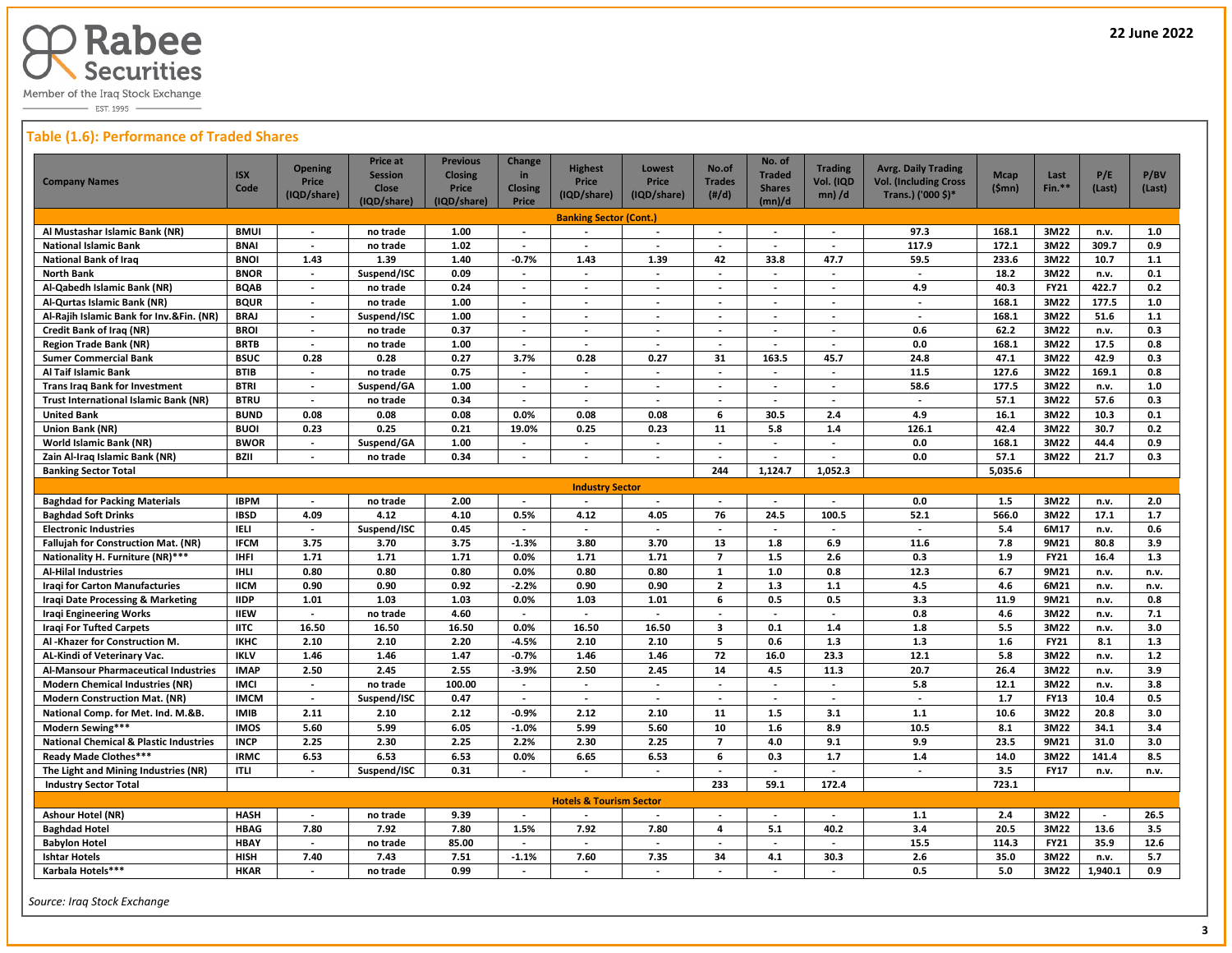22 June 2022

## Table (1.6): Performance of Traded Shares

| Company Names | ISX Code | Opening Price (IQD/share) | Price at Session Close (IQD/share) | Previous Closing Price (IQD/share) | Change in Closing Price | Highest Price (IQD/share) | Lowest Price (IQD/share) | No.of Trades (#/d) | No. of Traded Shares (mn)/d | Trading Vol. (IQD mn) /d | Avrg. Daily Trading Vol. (Including Cross Trans.) ('000 $)* | Mcap ($mn) | Last Fin.** | P/E (Last) | P/BV (Last) |
|---|---|---|---|---|---|---|---|---|---|---|---|---|---|---|---|
| **Banking Sector (Cont.)** | | | | | | | | | | | | | | | |
| Al Mustashar Islamic Bank (NR) | BMUI | - | no trade | 1.00 | - | - | - | - | - | - | 97.3 | 168.1 | 3M22 | n.v. | 1.0 |
| National Islamic Bank | BNAI | - | no trade | 1.02 | - | - | - | - | - | - | 117.9 | 172.1 | 3M22 | 309.7 | 0.9 |
| National Bank of Iraq | BNOI | 1.43 | 1.39 | 1.40 | -0.7% | 1.43 | 1.39 | 42 | 33.8 | 47.7 | 59.5 | 233.6 | 3M22 | 10.7 | 1.1 |
| North Bank | BNOR | - | Suspend/ISC | 0.09 | - | - | - | - | - | - | - | 18.2 | 3M22 | n.v. | 0.1 |
| Al-Qabedh Islamic Bank (NR) | BQAB | - | no trade | 0.24 | - | - | - | - | - | - | 4.9 | 40.3 | FY21 | 422.7 | 0.2 |
| Al-Qurtas Islamic Bank (NR) | BQUR | - | no trade | 1.00 | - | - | - | - | - | - | - | 168.1 | 3M22 | 177.5 | 1.0 |
| Al-Rajih Islamic Bank for Inv.&Fin. (NR) | BRAJ | - | Suspend/ISC | 1.00 | - | - | - | - | - | - | - | 168.1 | 3M22 | 51.6 | 1.1 |
| Credit Bank of Iraq (NR) | BROI | - | no trade | 0.37 | - | - | - | - | - | - | 0.6 | 62.2 | 3M22 | n.v. | 0.3 |
| Region Trade Bank (NR) | BRTB | - | no trade | 1.00 | - | - | - | - | - | - | 0.0 | 168.1 | 3M22 | 17.5 | 0.8 |
| Sumer Commercial Bank | BSUC | 0.28 | 0.28 | 0.27 | 3.7% | 0.28 | 0.27 | 31 | 163.5 | 45.7 | 24.8 | 47.1 | 3M22 | 42.9 | 0.3 |
| Al Taif Islamic Bank | BTIB | - | no trade | 0.75 | - | - | - | - | - | - | 11.5 | 127.6 | 3M22 | 169.1 | 0.8 |
| Trans Iraq Bank for Investment | BTRI | - | Suspend/GA | 1.00 | - | - | - | - | - | - | 58.6 | 177.5 | 3M22 | n.v. | 1.0 |
| Trust International Islamic Bank (NR) | BTRU | - | no trade | 0.34 | - | - | - | - | - | - | - | 57.1 | 3M22 | 57.6 | 0.3 |
| United Bank | BUND | 0.08 | 0.08 | 0.08 | 0.0% | 0.08 | 0.08 | 6 | 30.5 | 2.4 | 4.9 | 16.1 | 3M22 | 10.3 | 0.1 |
| Union Bank (NR) | BUOI | 0.23 | 0.25 | 0.21 | 19.0% | 0.25 | 0.23 | 11 | 5.8 | 1.4 | 126.1 | 42.4 | 3M22 | 30.7 | 0.2 |
| World Islamic Bank (NR) | BWOR | - | Suspend/GA | 1.00 | - | - | - | - | - | - | 0.0 | 168.1 | 3M22 | 44.4 | 0.9 |
| Zain Al-Iraq Islamic Bank (NR) | BZII | - | no trade | 0.34 | - | - | - | - | - | - | 0.0 | 57.1 | 3M22 | 21.7 | 0.3 |
| Banking Sector Total | | | | | | | | 244 | 1,124.7 | 1,052.3 | | 5,035.6 | | | |
| **Industry Sector** | | | | | | | | | | | | | | | |
| Baghdad for Packing Materials | IBPM | - | no trade | 2.00 | - | - | - | - | - | - | 0.0 | 1.5 | 3M22 | n.v. | 2.0 |
| Baghdad Soft Drinks | IBSD | 4.09 | 4.12 | 4.10 | 0.5% | 4.12 | 4.05 | 76 | 24.5 | 100.5 | 52.1 | 566.0 | 3M22 | 17.1 | 1.7 |
| Electronic Industries | IELI | - | Suspend/ISC | 0.45 | - | - | - | - | - | - | - | 5.4 | 6M17 | n.v. | 0.6 |
| Fallujah for Construction Mat. (NR) | IFCM | 3.75 | 3.70 | 3.75 | -1.3% | 3.80 | 3.70 | 13 | 1.8 | 6.9 | 11.6 | 7.8 | 9M21 | 80.8 | 3.9 |
| Nationality H. Furniture (NR)*** | IHFI | 1.71 | 1.71 | 1.71 | 0.0% | 1.71 | 1.71 | 7 | 1.5 | 2.6 | 0.3 | 1.9 | FY21 | 16.4 | 1.3 |
| Al-Hilal Industries | IHLI | 0.80 | 0.80 | 0.80 | 0.0% | 0.80 | 0.80 | 1 | 1.0 | 0.8 | 12.3 | 6.7 | 9M21 | n.v. | n.v. |
| Iraqi for Carton Manufactures | IICM | 0.90 | 0.90 | 0.92 | -2.2% | 0.90 | 0.90 | 2 | 1.3 | 1.1 | 4.5 | 4.6 | 6M21 | n.v. | n.v. |
| Iraqi Date Processing & Marketing | IIDP | 1.01 | 1.03 | 1.03 | 0.0% | 1.03 | 1.01 | 6 | 0.5 | 0.5 | 3.3 | 11.9 | 9M21 | n.v. | 0.8 |
| Iraqi Engineering Works | IIEW | - | no trade | 4.60 | - | - | - | - | - | - | 0.8 | 4.6 | 3M22 | n.v. | 7.1 |
| Iraqi For Tufted Carpets | IITC | 16.50 | 16.50 | 16.50 | 0.0% | 16.50 | 16.50 | 3 | 0.1 | 1.4 | 1.8 | 5.5 | 3M22 | n.v. | 3.0 |
| Al -Khazer for Construction M. | IKHC | 2.10 | 2.10 | 2.20 | -4.5% | 2.10 | 2.10 | 5 | 0.6 | 1.3 | 1.3 | 1.6 | FY21 | 8.1 | 1.3 |
| AL-Kindi of Veterinary Vac. | IKLV | 1.46 | 1.46 | 1.47 | -0.7% | 1.46 | 1.46 | 72 | 16.0 | 23.3 | 12.1 | 5.8 | 3M22 | n.v. | 1.2 |
| Al-Mansour Pharmaceutical Industries | IMAP | 2.50 | 2.45 | 2.55 | -3.9% | 2.50 | 2.45 | 14 | 4.5 | 11.3 | 20.7 | 26.4 | 3M22 | n.v. | 3.9 |
| Modern Chemical Industries (NR) | IMCI | - | no trade | 100.00 | - | - | - | - | - | - | 5.8 | 12.1 | 3M22 | n.v. | 3.8 |
| Modern Construction Mat. (NR) | IMCM | - | Suspend/ISC | 0.47 | - | - | - | - | - | - | - | 1.7 | FY13 | 10.4 | 0.5 |
| National Comp. for Met. Ind. M.&B. | IMIB | 2.11 | 2.10 | 2.12 | -0.9% | 2.12 | 2.10 | 11 | 1.5 | 3.1 | 1.1 | 10.6 | 3M22 | 20.8 | 3.0 |
| Modern Sewing*** | IMOS | 5.60 | 5.99 | 6.05 | -1.0% | 5.99 | 5.60 | 10 | 1.6 | 8.9 | 10.5 | 8.1 | 3M22 | 34.1 | 3.4 |
| National Chemical & Plastic Industries | INCP | 2.25 | 2.30 | 2.25 | 2.2% | 2.30 | 2.25 | 7 | 4.0 | 9.1 | 9.9 | 23.5 | 9M21 | 31.0 | 3.0 |
| Ready Made Clothes*** | IRMC | 6.53 | 6.53 | 6.53 | 0.0% | 6.65 | 6.53 | 6 | 0.3 | 1.7 | 1.4 | 14.0 | 3M22 | 141.4 | 8.5 |
| The Light and Mining Industries (NR) | ITLI | - | Suspend/ISC | 0.31 | - | - | - | - | - | - | - | 3.5 | FY17 | n.v. | n.v. |
| Industry Sector Total | | | | | | | | 233 | 59.1 | 172.4 | | 723.1 | | | |
| **Hotels & Tourism Sector** | | | | | | | | | | | | | | | |
| Ashour Hotel (NR) | HASH | - | no trade | 9.39 | - | - | - | - | - | - | 1.1 | 2.4 | 3M22 | - | 26.5 |
| Baghdad Hotel | HBAG | 7.80 | 7.92 | 7.80 | 1.5% | 7.92 | 7.80 | 4 | 5.1 | 40.2 | 3.4 | 20.5 | 3M22 | 13.6 | 3.5 |
| Babylon Hotel | HBAY | - | no trade | 85.00 | - | - | - | - | - | - | 15.5 | 114.3 | FY21 | 35.9 | 12.6 |
| Ishtar Hotels | HISH | 7.40 | 7.43 | 7.51 | -1.1% | 7.60 | 7.35 | 34 | 4.1 | 30.3 | 2.6 | 35.0 | 3M22 | n.v. | 5.7 |
| Karbala Hotels*** | HKAR | - | no trade | 0.99 | - | - | - | - | - | - | 0.5 | 5.0 | 3M22 | 1,940.1 | 0.9 |

*Source: Iraq Stock Exchange*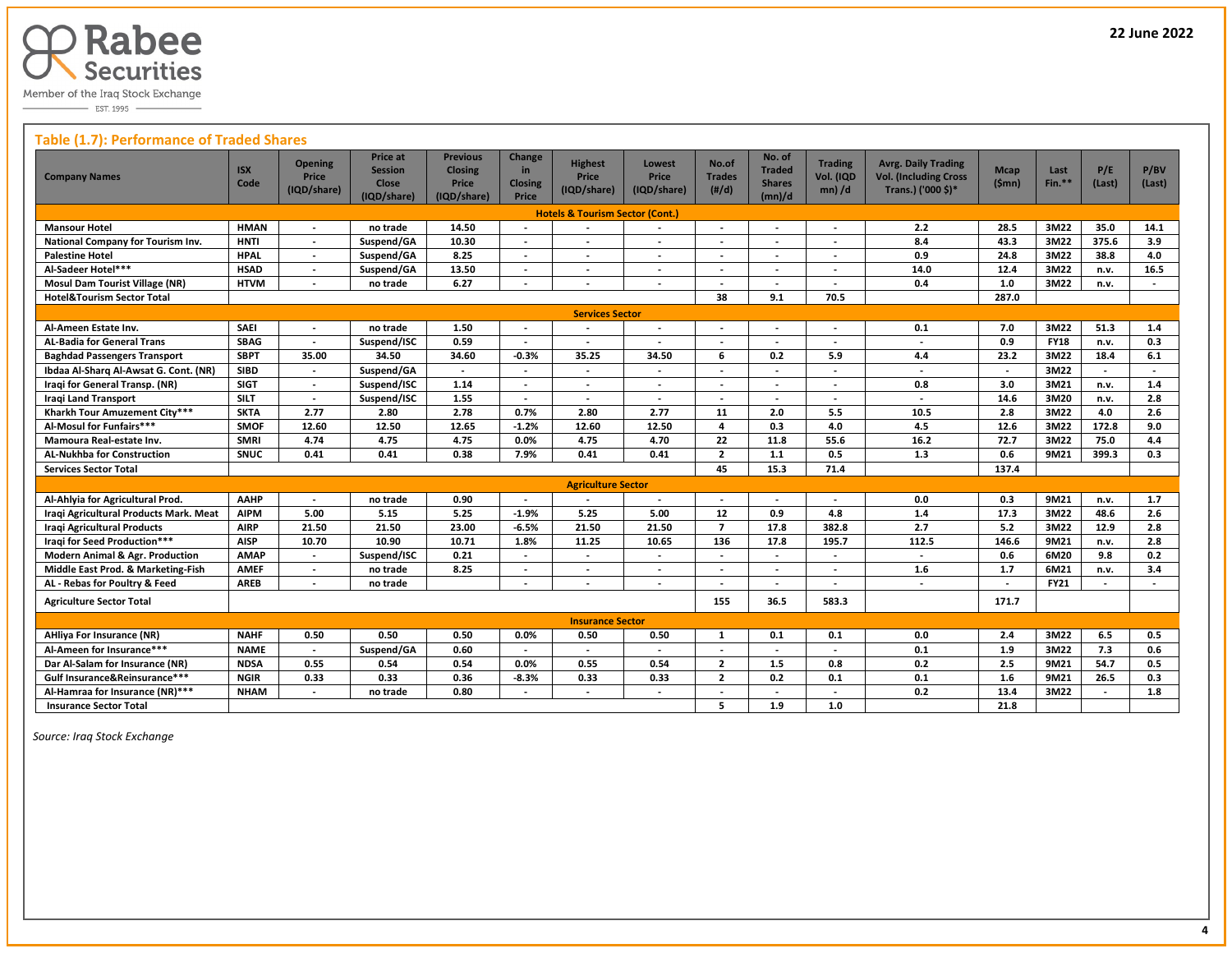Rabee Securities

Member of the Iraq Stock Exchange

EST. 1995

22 June 2022

## Table (1.7): Performance of Traded Shares

| Company Names | ISX Code | Opening Price (IQD/share) | Price at Session Close (IQD/share) | Previous Closing Price (IQD/share) | Change in Closing Price | Highest Price (IQD/share) | Lowest Price (IQD/share) | No.of Trades (#/d) | No. of Traded Shares (mn)/d | Trading Vol. (IQD mn) /d | Avrg. Daily Trading Vol. (Including Cross Trans.) ('000 $)* | Mcap ($mn) | Last Fin.** | P/E (Last) | P/BV (Last) |
|---|---|---|---|---|---|---|---|---|---|---|---|---|---|---|---|
| **Hotels & Tourism Sector (Cont.)** | | | | | | | | | | | | | | | |
| Mansour Hotel | HMAN | - | no trade | 14.50 | - | - | - | - | - | - | 2.2 | 28.5 | 3M22 | 35.0 | 14.1 |
| National Company for Tourism Inv. | HNTI | - | Suspend/GA | 10.30 | - | - | - | - | - | - | 8.4 | 43.3 | 3M22 | 375.6 | 3.9 |
| Palestine Hotel | HPAL | - | Suspend/GA | 8.25 | - | - | - | - | - | - | 0.9 | 24.8 | 3M22 | 38.8 | 4.0 |
| Al-Sadeer Hotel*** | HSAD | - | Suspend/GA | 13.50 | - | - | - | - | - | - | 14.0 | 12.4 | 3M22 | n.v. | 16.5 |
| Mosul Dam Tourist Village (NR) | HTVM | - | no trade | 6.27 | - | - | - | - | - | - | 0.4 | 1.0 | 3M22 | n.v. | - |
| Hotel&Tourism Sector Total | | | | | | | | 38 | 9.1 | 70.5 | | 287.0 | | | |
| **Services Sector** | | | | | | | | | | | | | | | |
| Al-Ameen Estate Inv. | SAEI | - | no trade | 1.50 | - | - | - | - | - | - | 0.1 | 7.0 | 3M22 | 51.3 | 1.4 |
| AL-Badia for General Trans | SBAG | - | Suspend/ISC | 0.59 | - | - | - | - | - | - | - | 0.9 | FY18 | n.v. | 0.3 |
| Baghdad Passengers Transport | SBPT | 35.00 | 34.50 | 34.60 | -0.3% | 35.25 | 34.50 | 6 | 0.2 | 5.9 | 4.4 | 23.2 | 3M22 | 18.4 | 6.1 |
| Ibdaa Al-Sharq Al-Awsat G. Cont. (NR) | SIBD | - | Suspend/GA | - | - | - | - | - | - | - | - | - | 3M22 | - | - |
| Iraqi for General Transp. (NR) | SIGT | - | Suspend/ISC | 1.14 | - | - | - | - | - | - | 0.8 | 3.0 | 3M21 | n.v. | 1.4 |
| Iraqi Land Transport | SILT | - | Suspend/ISC | 1.55 | - | - | - | - | - | - | - | 14.6 | 3M20 | n.v. | 2.8 |
| Kharkh Tour Amuzement City*** | SKTA | 2.77 | 2.80 | 2.78 | 0.7% | 2.80 | 2.77 | 11 | 2.0 | 5.5 | 10.5 | 2.8 | 3M22 | 4.0 | 2.6 |
| Al-Mosul for Funfairs*** | SMOF | 12.60 | 12.50 | 12.65 | -1.2% | 12.60 | 12.50 | 4 | 0.3 | 4.0 | 4.5 | 12.6 | 3M22 | 172.8 | 9.0 |
| Mamoura Real-estate Inv. | SMRI | 4.74 | 4.75 | 4.75 | 0.0% | 4.75 | 4.70 | 22 | 11.8 | 55.6 | 16.2 | 72.7 | 3M22 | 75.0 | 4.4 |
| AL-Nukhba for Construction | SNUC | 0.41 | 0.41 | 0.38 | 7.9% | 0.41 | 0.41 | 2 | 1.1 | 0.5 | 1.3 | 0.6 | 9M21 | 399.3 | 0.3 |
| Services Sector Total | | | | | | | | 45 | 15.3 | 71.4 | | 137.4 | | | |
| **Agriculture Sector** | | | | | | | | | | | | | | | |
| Al-Ahlyia for Agricultural Prod. | AAHP | - | no trade | 0.90 | - | - | - | - | - | - | 0.0 | 0.3 | 9M21 | n.v. | 1.7 |
| Iraqi Agricultural Products Mark. Meat | AIPM | 5.00 | 5.15 | 5.25 | -1.9% | 5.25 | 5.00 | 12 | 0.9 | 4.8 | 1.4 | 17.3 | 3M22 | 48.6 | 2.6 |
| Iraqi Agricultural Products | AIRP | 21.50 | 21.50 | 23.00 | -6.5% | 21.50 | 21.50 | 7 | 17.8 | 382.8 | 2.7 | 5.2 | 3M22 | 12.9 | 2.8 |
| Iraqi for Seed Production*** | AISP | 10.70 | 10.90 | 10.71 | 1.8% | 11.25 | 10.65 | 136 | 17.8 | 195.7 | 112.5 | 146.6 | 9M21 | n.v. | 2.8 |
| Modern Animal & Agr. Production | AMAP | - | Suspend/ISC | 0.21 | - | - | - | - | - | - | - | 0.6 | 6M20 | 9.8 | 0.2 |
| Middle East Prod. & Marketing-Fish | AMEF | - | no trade | 8.25 | - | - | - | - | - | - | 1.6 | 1.7 | 6M21 | n.v. | 3.4 |
| AL - Rebas for Poultry & Feed | AREB | - | no trade | | - | - | - | - | - | - | - | - | FY21 | - | - |
| Agriculture Sector Total | | | | | | | | 155 | 36.5 | 583.3 | | 171.7 | | | |
| **Insurance Sector** | | | | | | | | | | | | | | | |
| AHliya For Insurance (NR) | NAHF | 0.50 | 0.50 | 0.50 | 0.0% | 0.50 | 0.50 | 1 | 0.1 | 0.1 | 0.0 | 2.4 | 3M22 | 6.5 | 0.5 |
| Al-Ameen for Insurance*** | NAME | - | Suspend/GA | 0.60 | - | - | - | - | - | - | 0.1 | 1.9 | 3M22 | 7.3 | 0.6 |
| Dar Al-Salam for Insurance (NR) | NDSA | 0.55 | 0.54 | 0.54 | 0.0% | 0.55 | 0.54 | 2 | 1.5 | 0.8 | 0.2 | 2.5 | 9M21 | 54.7 | 0.5 |
| Gulf Insurance&Reinsurance*** | NGIR | 0.33 | 0.33 | 0.36 | -8.3% | 0.33 | 0.33 | 2 | 0.2 | 0.1 | 0.1 | 1.6 | 9M21 | 26.5 | 0.3 |
| Al-Hamraa for Insurance (NR)*** | NHAM | - | no trade | 0.80 | - | - | - | - | - | - | 0.2 | 13.4 | 3M22 | - | 1.8 |
| Insurance Sector Total | | | | | | | | 5 | 1.9 | 1.0 | | 21.8 | | | |

*Source: Iraq Stock Exchange*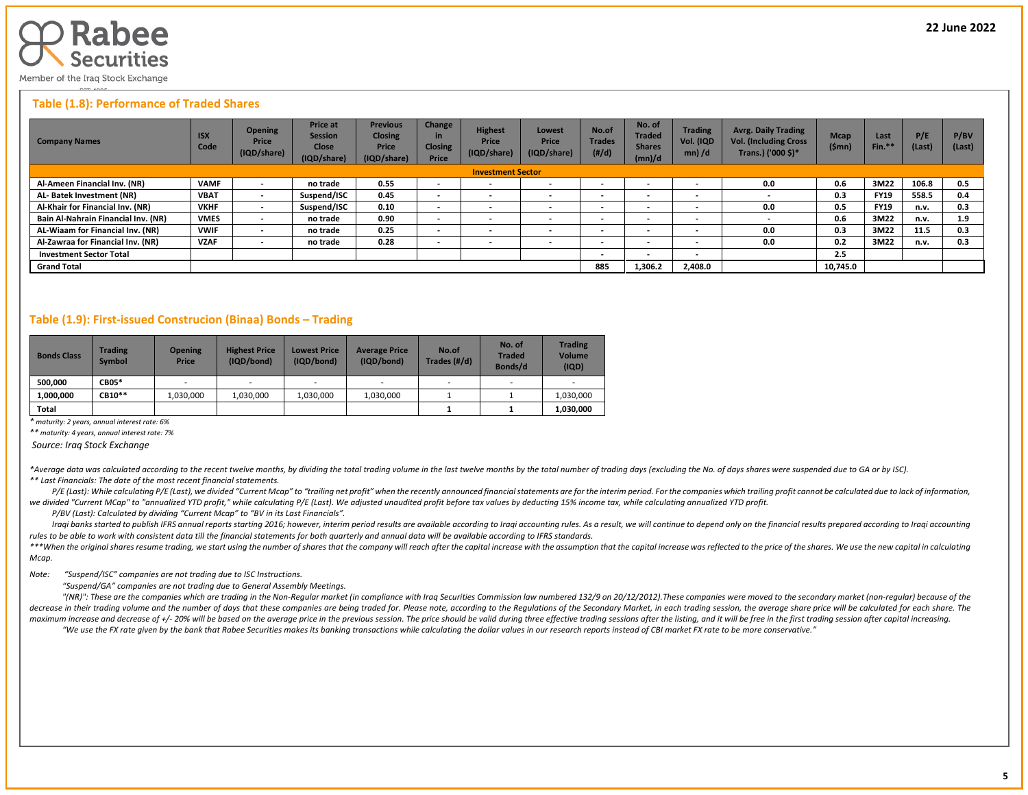## Table (1.8): Performance of Traded Shares

| Company Names | ISX Code | Opening Price (IQD/share) | Price at Session Close (IQD/share) | Previous Closing Price (IQD/share) | Change in Closing Price | Highest Price (IQD/share) | Lowest Price (IQD/share) | No.of Trades (#/d) | No. of Traded Shares (mn)/d | Trading Vol. (IQD mn) /d | Avrg. Daily Trading Vol. (Including Cross Trans.) ('000 $)* | Mcap ($mn) | Last Fin.** | P/E (Last) | P/BV (Last) |
|---|---|---|---|---|---|---|---|---|---|---|---|---|---|---|---|
| **Investment Sector** | | | | | | | | | | | | | | | |
| Al-Ameen Financial Inv. (NR) | VAMF | - | no trade | 0.55 | - | - | - | - | - | - | 0.0 | 0.6 | 3M22 | 106.8 | 0.5 |
| AL- Batek Investment (NR) | VBAT | - | Suspend/ISC | 0.45 | - | - | - | - | - | - | - | 0.3 | FY19 | 558.5 | 0.4 |
| Al-Khair for Financial Inv. (NR) | VKHF | - | Suspend/ISC | 0.10 | - | - | - | - | - | - | 0.0 | 0.5 | FY19 | n.v. | 0.3 |
| Bain Al-Nahrain Financial Inv. (NR) | VMES | - | no trade | 0.90 | - | - | - | - | - | - | - | 0.6 | 3M22 | n.v. | 1.9 |
| AL-Wiaam for Financial Inv. (NR) | VWIF | - | no trade | 0.25 | - | - | - | - | - | - | 0.0 | 0.3 | 3M22 | 11.5 | 0.3 |
| Al-Zawraa for Financial Inv. (NR) | VZAF | - | no trade | 0.28 | - | - | - | - | - | - | 0.0 | 0.2 | 3M22 | n.v. | 0.3 |
| Investment Sector Total | | | | | | | | - | - | - | | 2.5 | | | |
| Grand Total | | | | | | | | 885 | 1,306.2 | 2,408.0 | | 10,745.0 | | | |

## Table (1.9): First-issued Construcion (Binaa) Bonds – Trading

| Bonds Class | Trading Symbol | Opening Price | Highest Price (IQD/bond) | Lowest Price (IQD/bond) | Average Price (IQD/bond) | No.of Trades (#/d) | No. of Traded Bonds/d | Trading Volume (IQD) |
|---|---|---|---|---|---|---|---|---|
| 500,000 | CB05* | - | - | - | - | - | - | - |
| 1,000,000 | CB10** | 1,030,000 | 1,030,000 | 1,030,000 | 1,030,000 | 1 | 1 | 1,030,000 |
| Total | | | | | | 1 | 1 | 1,030,000 |

*\* maturity: 2 years, annual interest rate: 6%*

*\*\* maturity: 4 years, annual interest rate: 7%*

*Source: Iraq Stock Exchange*

*\*Average data was calculated according to the recent twelve months, by dividing the total trading volume in the last twelve months by the total number of trading days (excluding the No. of days shares were suspended due to GA or by ISC).*

*\*\* Last Financials: The date of the most recent financial statements.*

*P/E (Last): While calculating P/E (Last), we divided "Current Mcap" to "trailing net profit" when the recently announced financial statements are for the interim period. For the companies which trailing profit cannot be calculated due to lack of information, we divided "Current MCap" to "annualized YTD profit," while calculating P/E (Last). We adjusted unaudited profit before tax values by deducting 15% income tax, while calculating annualized YTD profit.*

*P/BV (Last): Calculated by dividing "Current Mcap" to "BV in its Last Financials".*

*Iraqi banks started to publish IFRS annual reports starting 2016; however, interim period results are available according to Iraqi accounting rules. As a result, we will continue to depend only on the financial results prepared according to Iraqi accounting rules to be able to work with consistent data till the financial statements for both quarterly and annual data will be available according to IFRS standards.*

*\*\*\*When the original shares resume trading, we start using the number of shares that the company will reach after the capital increase with the assumption that the capital increase was reflected to the price of the shares. We use the new capital in calculating Mcap.*

*Note: "Suspend/ISC" companies are not trading due to ISC Instructions.*

*"Suspend/GA" companies are not trading due to General Assembly Meetings.*

*"(NR)": These are the companies which are trading in the Non-Regular market (in compliance with Iraq Securities Commission law numbered 132/9 on 20/12/2012).These companies were moved to the secondary market (non-regular) because of the decrease in their trading volume and the number of days that these companies are being traded for. Please note, according to the Regulations of the Secondary Market, in each trading session, the average share price will be calculated for each share. The maximum increase and decrease of +/- 20% will be based on the average price in the previous session. The price should be valid during three effective trading sessions after the listing, and it will be free in the first trading session after capital increasing.*

*"We use the FX rate given by the bank that Rabee Securities makes its banking transactions while calculating the dollar values in our research reports instead of CBI market FX rate to be more conservative."*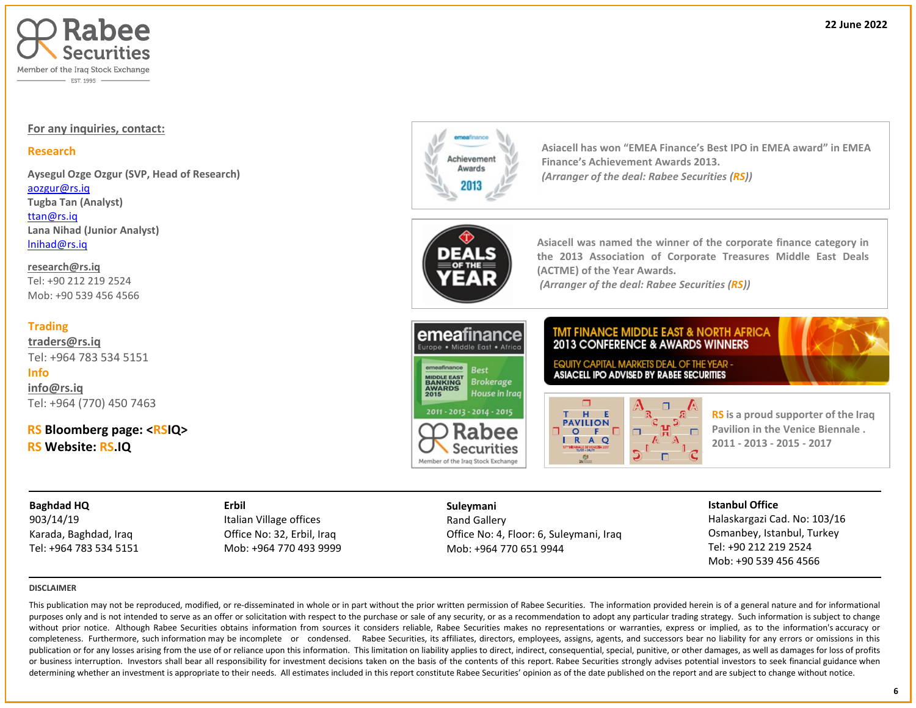22 June 2022

**For any inquiries, contact:**

**Research**

**Aysegul Ozge Ozgur (SVP, Head of Research)**
aozgur@rs.iq
**Tugba Tan (Analyst)**
ttan@rs.iq
**Lana Nihad (Junior Analyst)**
lnihad@rs.iq

research@rs.iq
Tel: +90 212 219 2524
Mob: +90 539 456 4566

**Trading**
traders@rs.iq
Tel: +964 783 534 5151

**Info**
info@rs.iq
Tel: +964 (770) 450 7463

**RS Bloomberg page: <RSIQ>**
**RS Website: RS.IQ**

Asiacell has won "EMEA Finance's Best IPO in EMEA award" in EMEA Finance's Achievement Awards 2013.
*(Arranger of the deal: Rabee Securities (RS))*

Asiacell was named the winner of the corporate finance category in the 2013 Association of Corporate Treasures Middle East Deals (ACTME) of the Year Awards.
*(Arranger of the deal: Rabee Securities (RS))*

emeafinance Middle East Banking Awards 2015 — Best Brokerage House in Iraq 2011 - 2013 - 2014 - 2015

TMT FINANCE MIDDLE EAST & NORTH AFRICA 2013 CONFERENCE & AWARDS WINNERS
EQUITY CAPITAL MARKETS DEAL OF THE YEAR - ASIACELL IPO ADVISED BY RABEE SECURITIES

RS is a proud supporter of the Iraq Pavilion in the Venice Biennale . 2011 - 2013 - 2015 - 2017

| Baghdad HQ | Erbil | Suleymani | Istanbul Office |
|---|---|---|---|
| 903/14/19 | Italian Village offices | Rand Gallery | Halaskargazi Cad. No: 103/16 |
| Karada, Baghdad, Iraq | Office No: 32, Erbil, Iraq | Office No: 4, Floor: 6, Suleymani, Iraq | Osmanbey, Istanbul, Turkey |
| Tel: +964 783 534 5151 | Mob: +964 770 493 9999 | Mob: +964 770 651 9944 | Tel: +90 212 219 2524 |
| | | | Mob: +90 539 456 4566 |

**DISCLAIMER**

This publication may not be reproduced, modified, or re-disseminated in whole or in part without the prior written permission of Rabee Securities. The information provided herein is of a general nature and for informational purposes only and is not intended to serve as an offer or solicitation with respect to the purchase or sale of any security, or as a recommendation to adopt any particular trading strategy. Such information is subject to change without prior notice. Although Rabee Securities obtains information from sources it considers reliable, Rabee Securities makes no representations or warranties, express or implied, as to the information's accuracy or completeness. Furthermore, such information may be incomplete or condensed. Rabee Securities, its affiliates, directors, employees, assigns, agents, and successors bear no liability for any errors or omissions in this publication or for any losses arising from the use of or reliance upon this information. This limitation on liability applies to direct, indirect, consequential, special, punitive, or other damages, as well as damages for loss of profits or business interruption. Investors shall bear all responsibility for investment decisions taken on the basis of the contents of this report. Rabee Securities strongly advises potential investors to seek financial guidance when determining whether an investment is appropriate to their needs. All estimates included in this report constitute Rabee Securities' opinion as of the date published on the report and are subject to change without notice.